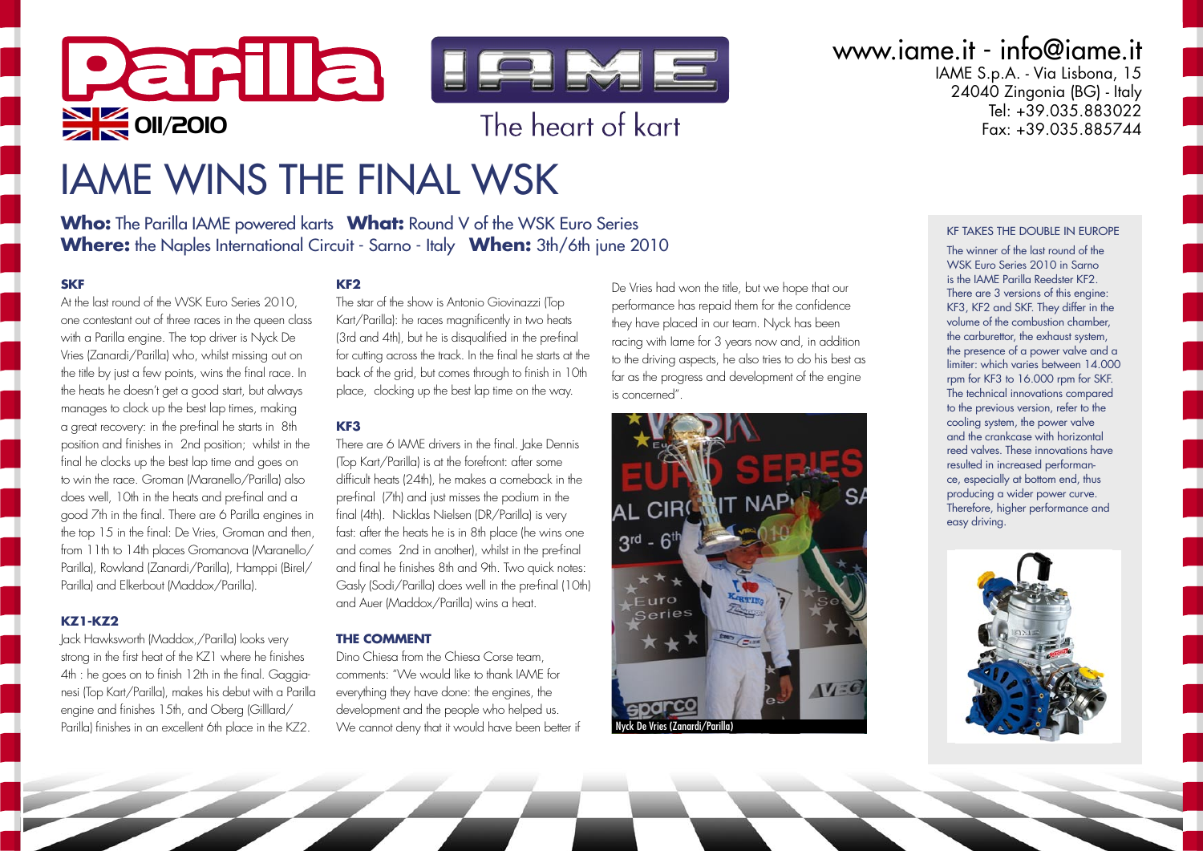Parilla

011/2010

IAME

The heart of kart

www.iame.it - info@iame.it
IAME S.p.A. - Via Lisbona, 15
24040 Zingonia (BG) - Italy
Tel: +39.035.883022
Fax: +39.035.885744

# IAME WINS THE FINAL WSK

**Who:** The Parilla IAME powered karts **What:** Round V of the WSK Euro Series
**Where:** the Naples International Circuit - Sarno - Italy **When:** 3th/6th june 2010

### SKF

At the last round of the WSK Euro Series 2010, one contestant out of three races in the queen class with a Parilla engine. The top driver is Nyck De Vries (Zanardi/Parilla) who, whilst missing out on the title by just a few points, wins the final race. In the heats he doesn't get a good start, but always manages to clock up the best lap times, making a great recovery: in the pre-final he starts in 8th position and finishes in 2nd position; whilst in the final he clocks up the best lap time and goes on to win the race. Groman (Maranello/Parilla) also does well, 10th in the heats and pre-final and a good 7th in the final. There are 6 Parilla engines in the top 15 in the final: De Vries, Groman and then, from 11th to 14th places Gromanova (Maranello/Parilla), Rowland (Zanardi/Parilla), Hamppi (Birel/Parilla) and Elkerbout (Maddox/Parilla).

### KZ1-KZ2

Jack Hawksworth (Maddox,/Parilla) looks very strong in the first heat of the KZ1 where he finishes 4th : he goes on to finish 12th in the final. Gaggianesi (Top Kart/Parilla), makes his debut with a Parilla engine and finishes 15th, and Oberg (Gilllard/Parilla) finishes in an excellent 6th place in the KZ2.

### KF2

The star of the show is Antonio Giovinazzi (Top Kart/Parilla): he races magnificently in two heats (3rd and 4th), but he is disqualified in the pre-final for cutting across the track. In the final he starts at the back of the grid, but comes through to finish in 10th place, clocking up the best lap time on the way.

### KF3

There are 6 IAME drivers in the final. Jake Dennis (Top Kart/Parilla) is at the forefront: after some difficult heats (24th), he makes a comeback in the pre-final (7th) and just misses the podium in the final (4th). Nicklas Nielsen (DR/Parilla) is very fast: after the heats he is in 8th place (he wins one and comes 2nd in another), whilst in the pre-final and final he finishes 8th and 9th. Two quick notes: Gasly (Sodi/Parilla) does well in the pre-final (10th) and Auer (Maddox/Parilla) wins a heat.

### THE COMMENT

Dino Chiesa from the Chiesa Corse team, comments: "We would like to thank IAME for everything they have done: the engines, the development and the people who helped us. We cannot deny that it would have been better if De Vries had won the title, but we hope that our performance has repaid them for the confidence they have placed in our team. Nyck has been racing with Iame for 3 years now and, in addition to the driving aspects, he also tries to do his best as far as the progress and development of the engine is concerned".

Nyck De Vries (Zanardi/Parilla)

### KF TAKES THE DOUBLE IN EUROPE

The winner of the last round of the WSK Euro Series 2010 in Sarno is the IAME Parilla Reedster KF2. There are 3 versions of this engine: KF3, KF2 and SKF. They differ in the volume of the combustion chamber, the carburettor, the exhaust system, the presence of a power valve and a limiter: which varies between 14.000 rpm for KF3 to 16.000 rpm for SKF. The technical innovations compared to the previous version, refer to the cooling system, the power valve and the crankcase with horizontal reed valves. These innovations have resulted in increased performance, especially at bottom end, thus producing a wider power curve. Therefore, higher performance and easy driving.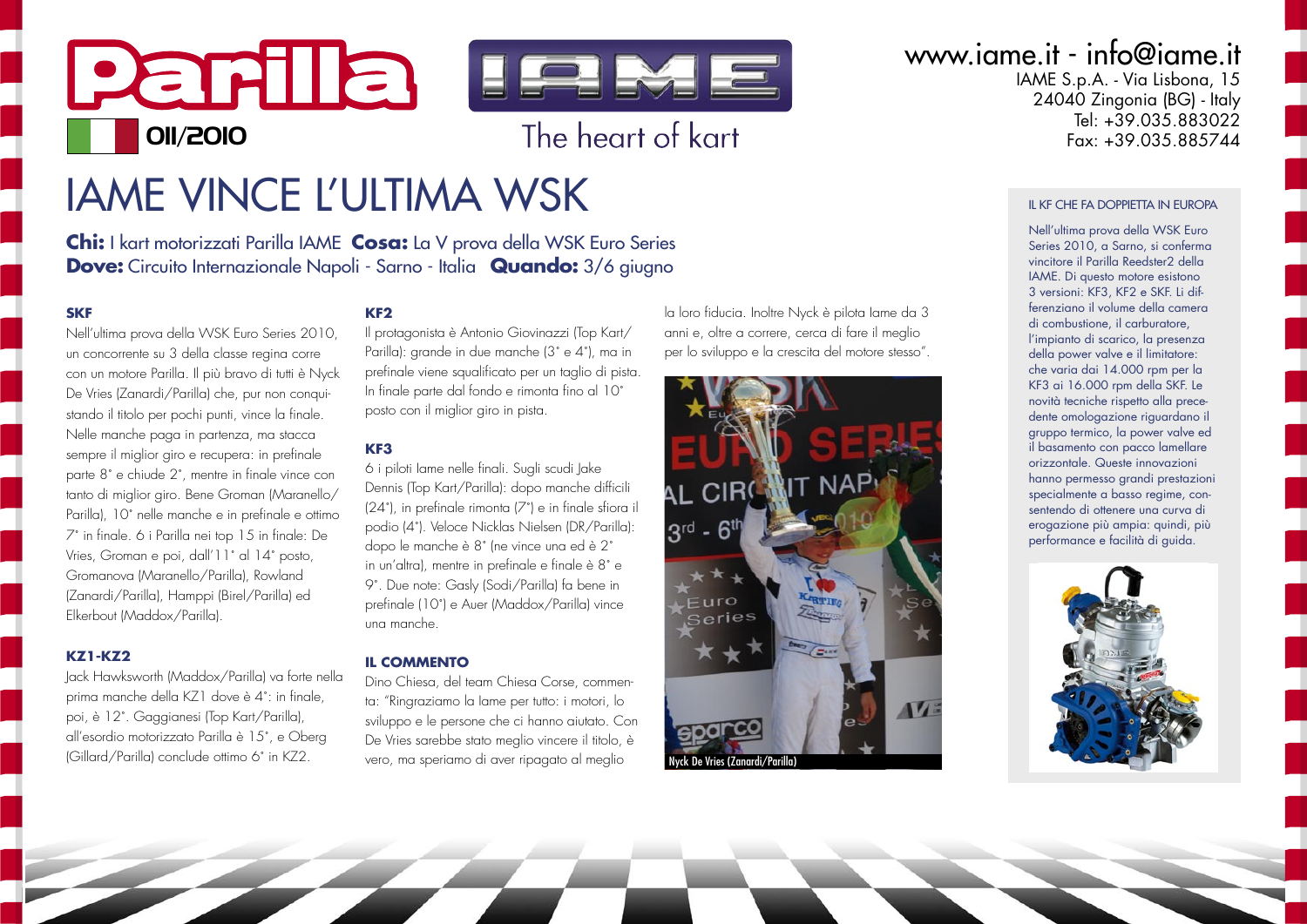Parilla 011/2010

IAME — The heart of kart

www.iame.it - info@iame.it
IAME S.p.A. - Via Lisbona, 15
24040 Zingonia (BG) - Italy
Tel: +39.035.883022
Fax: +39.035.885744

# IAME VINCE L'ULTIMA WSK

**Chi:** I kart motorizzati Parilla IAME **Cosa:** La V prova della WSK Euro Series
**Dove:** Circuito Internazionale Napoli - Sarno - Italia **Quando:** 3/6 giugno

### SKF

Nell'ultima prova della WSK Euro Series 2010, un concorrente su 3 della classe regina corre con un motore Parilla. Il più bravo di tutti è Nyck De Vries (Zanardi/Parilla) che, pur non conquistando il titolo per pochi punti, vince la finale. Nelle manche paga in partenza, ma stacca sempre il miglior giro e recupera: in prefinale parte 8° e chiude 2°, mentre in finale vince con tanto di miglior giro. Bene Groman (Maranello/Parilla), 10° nelle manche e in prefinale e ottimo 7° in finale. 6 i Parilla nei top 15 in finale: De Vries, Groman e poi, dall'11° al 14° posto, Gromanova (Maranello/Parilla), Rowland (Zanardi/Parilla), Hamppi (Birel/Parilla) ed Elkerbout (Maddox/Parilla).

### KZ1-KZ2

Jack Hawksworth (Maddox/Parilla) va forte nella prima manche della KZ1 dove è 4°: in finale, poi, è 12°. Gaggianesi (Top Kart/Parilla), all'esordio motorizzato Parilla è 15°, e Oberg (Gillard/Parilla) conclude ottimo 6° in KZ2.

### KF2

Il protagonista è Antonio Giovinazzi (Top Kart/Parilla): grande in due manche (3° e 4°), ma in prefinale viene squalificato per un taglio di pista. In finale parte dal fondo e rimonta fino al 10° posto con il miglior giro in pista.

### KF3

6 i piloti Iame nelle finali. Sugli scudi Jake Dennis (Top Kart/Parilla): dopo manche difficili (24°), in prefinale rimonta (7°) e in finale sfiora il podio (4°). Veloce Nicklas Nielsen (DR/Parilla): dopo le manche è 8° (ne vince una ed è 2° in un'altra), mentre in prefinale e finale è 8° e 9°. Due note: Gasly (Sodi/Parilla) fa bene in prefinale (10°) e Auer (Maddox/Parilla) vince una manche.

### IL COMMENTO

Dino Chiesa, del team Chiesa Corse, commenta: "Ringraziamo la Iame per tutto: i motori, lo sviluppo e le persone che ci hanno aiutato. Con De Vries sarebbe stato meglio vincere il titolo, è vero, ma speriamo di aver ripagato al meglio la loro fiducia. Inoltre Nyck è pilota Iame da 3 anni e, oltre a correre, cerca di fare il meglio per lo sviluppo e la crescita del motore stesso".

Nyck De Vries (Zanardi/Parilla)

### IL KF CHE FA DOPPIETTA IN EUROPA

Nell'ultima prova della WSK Euro Series 2010, a Sarno, si conferma vincitore il Parilla Reedster2 della IAME. Di questo motore esistono 3 versioni: KF3, KF2 e SKF. Li differenziano il volume della camera di combustione, il carburatore, l'impianto di scarico, la presenza della power valve e il limitatore: che varia dai 14.000 rpm per la KF3 ai 16.000 rpm della SKF. Le novità tecniche rispetto alla precedente omologazione riguardano il gruppo termico, la power valve ed il basamento con pacco lamellare orizzontale. Queste innovazioni hanno permesso grandi prestazioni specialmente a basso regime, consentendo di ottenere una curva di erogazione più ampia: quindi, più performance e facilità di guida.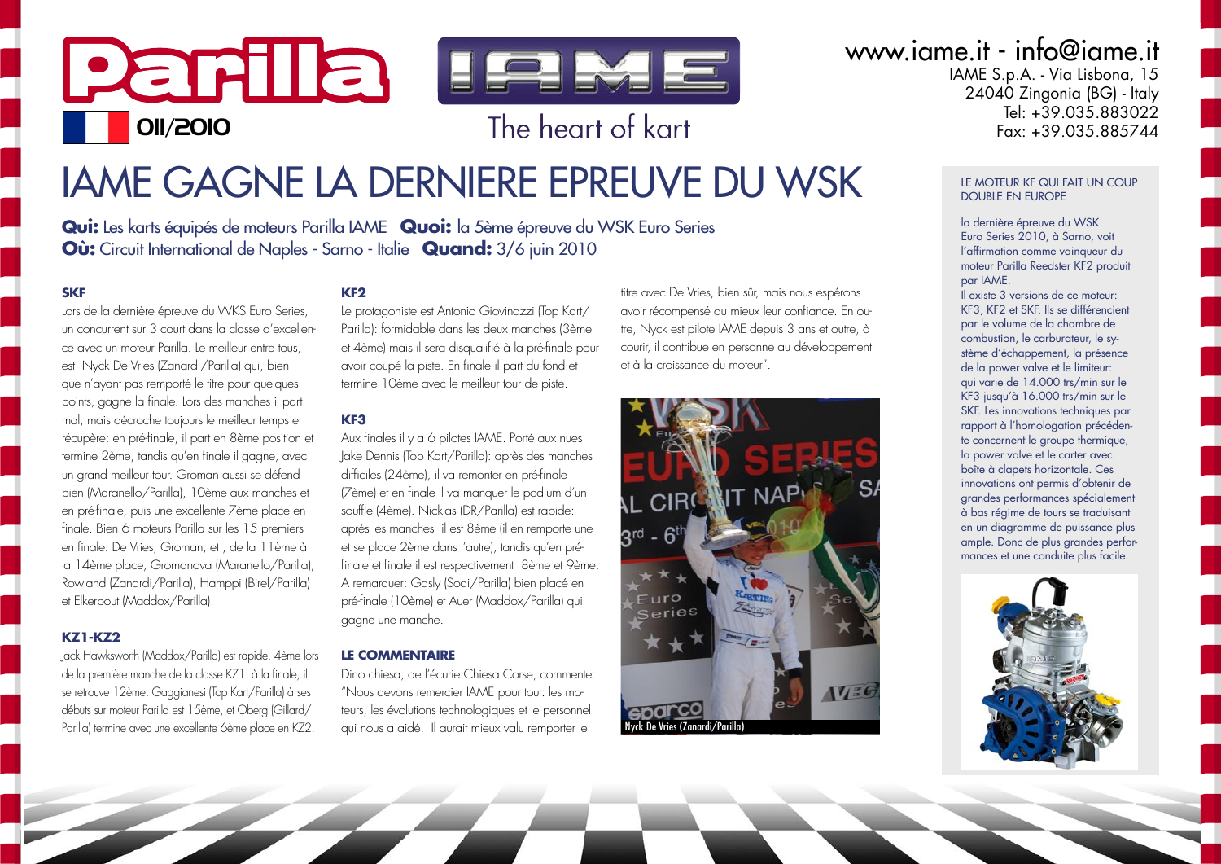# Parilla

011/2010

The heart of kart

www.iame.it - info@iame.it
IAME S.p.A. - Via Lisbona, 15
24040 Zingonia (BG) - Italy
Tel: +39.035.883022
Fax: +39.035.885744

# IAME GAGNE LA DERNIERE EPREUVE DU WSK

**Qui:** Les karts équipés de moteurs Parilla IAME **Quoi:** la 5ème épreuve du WSK Euro Series
**Où:** Circuit International de Naples - Sarno - Italie **Quand:** 3/6 juin 2010

### SKF

Lors de la dernière épreuve du WKS Euro Series, un concurrent sur 3 court dans la classe d'excellence avec un moteur Parilla. Le meilleur entre tous, est Nyck De Vries (Zanardi/Parilla) qui, bien que n'ayant pas remporté le titre pour quelques points, gagne la finale. Lors des manches il part mal, mais décroche toujours le meilleur temps et récupère: en pré-finale, il part en 8ème position et termine 2ème, tandis qu'en finale il gagne, avec un grand meilleur tour. Groman aussi se défend bien (Maranello/Parilla), 10ème aux manches et en pré-finale, puis une excellente 7ème place en finale. Bien 6 moteurs Parilla sur les 15 premiers en finale: De Vries, Groman, et , de la 11ème à la 14ème place, Gromanova (Maranello/Parilla), Rowland (Zanardi/Parilla), Hamppi (Birel/Parilla) et Elkerbout (Maddox/Parilla).

### KZ1-KZ2

Jack Hawksworth (Maddox/Parilla) est rapide, 4ème lors de la première manche de la classe KZ1: à la finale, il se retrouve 12ème. Gaggianesi (Top Kart/Parilla) à ses débuts sur moteur Parilla est 15ème, et Oberg (Gillard/Parilla) termine avec une excellente 6ème place en KZ2.

### KF2

Le protagoniste est Antonio Giovinazzi (Top Kart/Parilla): formidable dans les deux manches (3ème et 4ème) mais il sera disqualifié à la pré-finale pour avoir coupé la piste. En finale il part du fond et termine 10ème avec le meilleur tour de piste.

### KF3

Aux finales il y a 6 pilotes IAME. Porté aux nues Jake Dennis (Top Kart/Parilla): après des manches difficiles (24ème), il va remonter en pré-finale (7ème) et en finale il va manquer le podium d'un souffle (4ème). Nicklas (DR/Parilla) est rapide: après les manches il est 8ème (il en remporte une et se place 2ème dans l'autre), tandis qu'en pré-finale et finale il est respectivement 8ème et 9ème. A remarquer: Gasly (Sodi/Parilla) bien placé en pré-finale (10ème) et Auer (Maddox/Parilla) qui gagne une manche.

### LE COMMENTAIRE

Dino chiesa, de l'écurie Chiesa Corse, commente: "Nous devons remercier IAME pour tout: les moteurs, les évolutions technologiques et le personnel qui nous a aidé. Il aurait mieux valu remporter le titre avec De Vries, bien sûr, mais nous espérons avoir récompensé au mieux leur confiance. En outre, Nyck est pilote IAME depuis 3 ans et outre, à courir, il contribue en personne au développement et à la croissance du moteur".

Nyck De Vries (Zanardi/Parilla)

LE MOTEUR KF QUI FAIT UN COUP DOUBLE EN EUROPE

la dernière épreuve du WSK Euro Series 2010, à Sarno, voit l'affirmation comme vainqueur du moteur Parilla Reedster KF2 produit par IAME.
Il existe 3 versions de ce moteur: KF3, KF2 et SKF. Ils se différencient par le volume de la chambre de combustion, le carburateur, le système d'échappement, la présence de la power valve et le limiteur: qui varie de 14.000 trs/min sur le KF3 jusqu'à 16.000 trs/min sur le SKF. Les innovations techniques par rapport à l'homologation précédente concernent le groupe thermique, la power valve et le carter avec boîte à clapets horizontale. Ces innovations ont permis d'obtenir de grandes performances spécialement à bas régime de tours se traduisant en un diagramme de puissance plus ample. Donc de plus grandes performances et une conduite plus facile.